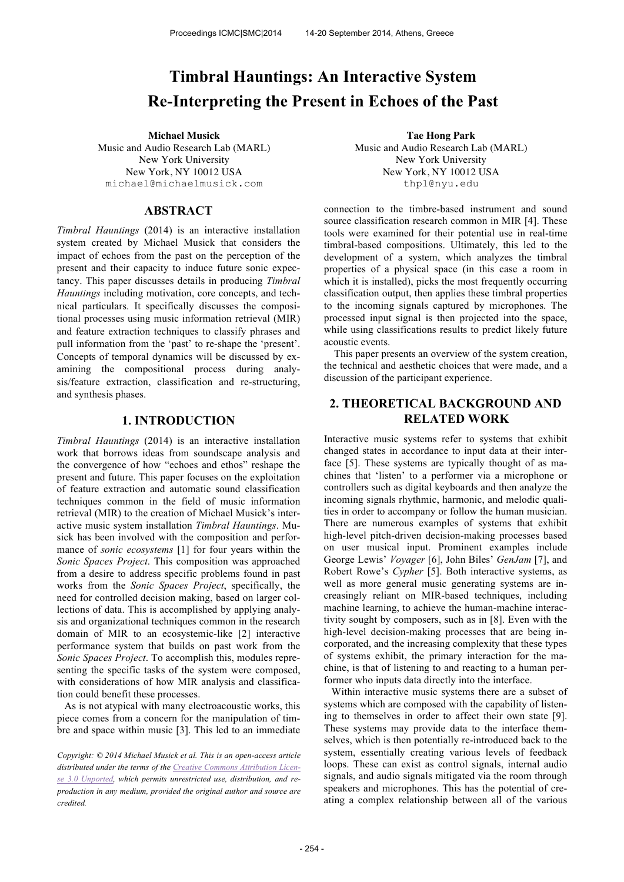# Timbral Hauntings: An Interactive System Re-Interpreting the Present in Echoes of the Past

**Michael Musick**
Music and Audio Research Lab (MARL)
New York University
New York, NY 10012 USA
michael@michaelmusick.com

**Tae Hong Park**
Music and Audio Research Lab (MARL)
New York University
New York, NY 10012 USA
thp1@nyu.edu

## ABSTRACT

*Timbral Hauntings* (2014) is an interactive installation system created by Michael Musick that considers the impact of echoes from the past on the perception of the present and their capacity to induce future sonic expectancy. This paper discusses details in producing *Timbral Hauntings* including motivation, core concepts, and technical particulars. It specifically discusses the compositional processes using music information retrieval (MIR) and feature extraction techniques to classify phrases and pull information from the 'past' to re-shape the 'present'. Concepts of temporal dynamics will be discussed by examining the compositional process during analysis/feature extraction, classification and re-structuring, and synthesis phases.

## 1. INTRODUCTION

*Timbral Hauntings* (2014) is an interactive installation work that borrows ideas from soundscape analysis and the convergence of how "echoes and ethos" reshape the present and future. This paper focuses on the exploitation of feature extraction and automatic sound classification techniques common in the field of music information retrieval (MIR) to the creation of Michael Musick's interactive music system installation *Timbral Hauntings*. Musick has been involved with the composition and performance of *sonic ecosystems* [1] for four years within the *Sonic Spaces Project*. This composition was approached from a desire to address specific problems found in past works from the *Sonic Spaces Project*, specifically, the need for controlled decision making, based on larger collections of data. This is accomplished by applying analysis and organizational techniques common in the research domain of MIR to an ecosystemic-like [2] interactive performance system that builds on past work from the *Sonic Spaces Project*. To accomplish this, modules representing the specific tasks of the system were composed, with considerations of how MIR analysis and classification could benefit these processes.

As is not atypical with many electroacoustic works, this piece comes from a concern for the manipulation of timbre and space within music [3]. This led to an immediate connection to the timbre-based instrument and sound source classification research common in MIR [4]. These tools were examined for their potential use in real-time timbral-based compositions. Ultimately, this led to the development of a system, which analyzes the timbral properties of a physical space (in this case a room in which it is installed), picks the most frequently occurring classification output, then applies these timbral properties to the incoming signals captured by microphones. The processed input signal is then projected into the space, while using classifications results to predict likely future acoustic events.

This paper presents an overview of the system creation, the technical and aesthetic choices that were made, and a discussion of the participant experience.

*Copyright: © 2014 Michael Musick et al. This is an open-access article distributed under the terms of the Creative Commons Attribution License 3.0 Unported, which permits unrestricted use, distribution, and reproduction in any medium, provided the original author and source are credited.*

## 2. THEORETICAL BACKGROUND AND RELATED WORK

Interactive music systems refer to systems that exhibit changed states in accordance to input data at their interface [5]. These systems are typically thought of as machines that 'listen' to a performer via a microphone or controllers such as digital keyboards and then analyze the incoming signals rhythmic, harmonic, and melodic qualities in order to accompany or follow the human musician. There are numerous examples of systems that exhibit high-level pitch-driven decision-making processes based on user musical input. Prominent examples include George Lewis' *Voyager* [6], John Biles' *GenJam* [7], and Robert Rowe's *Cypher* [5]. Both interactive systems, as well as more general music generating systems are increasingly reliant on MIR-based techniques, including machine learning, to achieve the human-machine interactivity sought by composers, such as in [8]. Even with the high-level decision-making processes that are being incorporated, and the increasing complexity that these types of systems exhibit, the primary interaction for the machine, is that of listening to and reacting to a human performer who inputs data directly into the interface.

Within interactive music systems there are a subset of systems which are composed with the capability of listening to themselves in order to affect their own state [9]. These systems may provide data to the interface themselves, which is then potentially re-introduced back to the system, essentially creating various levels of feedback loops. These can exist as control signals, internal audio signals, and audio signals mitigated via the room through speakers and microphones. This has the potential of creating a complex relationship between all of the various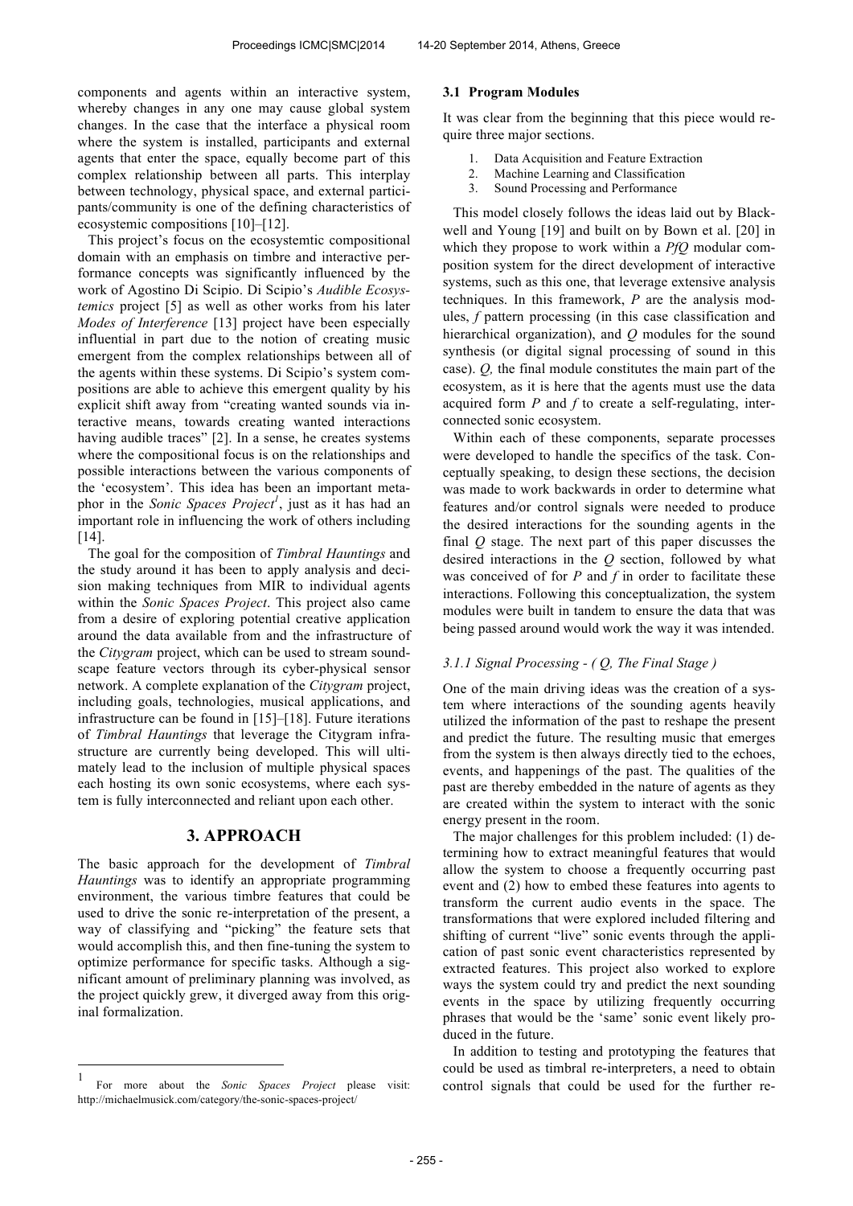components and agents within an interactive system, whereby changes in any one may cause global system changes. In the case that the interface a physical room where the system is installed, participants and external agents that enter the space, equally become part of this complex relationship between all parts. This interplay between technology, physical space, and external participants/community is one of the defining characteristics of ecosystemic compositions [10]–[12].

This project's focus on the ecosystemtic compositional domain with an emphasis on timbre and interactive performance concepts was significantly influenced by the work of Agostino Di Scipio. Di Scipio's *Audible Ecosystemics* project [5] as well as other works from his later *Modes of Interference* [13] project have been especially influential in part due to the notion of creating music emergent from the complex relationships between all of the agents within these systems. Di Scipio's system compositions are able to achieve this emergent quality by his explicit shift away from "creating wanted sounds via interactive means, towards creating wanted interactions having audible traces" [2]. In a sense, he creates systems where the compositional focus is on the relationships and possible interactions between the various components of the 'ecosystem'. This idea has been an important metaphor in the *Sonic Spaces Project*[1], just as it has had an important role in influencing the work of others including [14].

The goal for the composition of *Timbral Hauntings* and the study around it has been to apply analysis and decision making techniques from MIR to individual agents within the *Sonic Spaces Project*. This project also came from a desire of exploring potential creative application around the data available from and the infrastructure of the *Citygram* project, which can be used to stream soundscape feature vectors through its cyber-physical sensor network. A complete explanation of the *Citygram* project, including goals, technologies, musical applications, and infrastructure can be found in [15]–[18]. Future iterations of *Timbral Hauntings* that leverage the Citygram infrastructure are currently being developed. This will ultimately lead to the inclusion of multiple physical spaces each hosting its own sonic ecosystems, where each system is fully interconnected and reliant upon each other.

## 3. APPROACH

The basic approach for the development of *Timbral Hauntings* was to identify an appropriate programming environment, the various timbre features that could be used to drive the sonic re-interpretation of the present, a way of classifying and "picking" the feature sets that would accomplish this, and then fine-tuning the system to optimize performance for specific tasks. Although a significant amount of preliminary planning was involved, as the project quickly grew, it diverged away from this original formalization.

### 3.1 Program Modules

It was clear from the beginning that this piece would require three major sections.

1. Data Acquisition and Feature Extraction
2. Machine Learning and Classification
3. Sound Processing and Performance

This model closely follows the ideas laid out by Blackwell and Young [19] and built on by Bown et al. [20] in which they propose to work within a *PfQ* modular composition system for the direct development of interactive systems, such as this one, that leverage extensive analysis techniques. In this framework, *P* are the analysis modules, *f* pattern processing (in this case classification and hierarchical organization), and *Q* modules for the sound synthesis (or digital signal processing of sound in this case). *Q,* the final module constitutes the main part of the ecosystem, as it is here that the agents must use the data acquired form *P* and *f* to create a self-regulating, interconnected sonic ecosystem.

Within each of these components, separate processes were developed to handle the specifics of the task. Conceptually speaking, to design these sections, the decision was made to work backwards in order to determine what features and/or control signals were needed to produce the desired interactions for the sounding agents in the final *Q* stage. The next part of this paper discusses the desired interactions in the *Q* section, followed by what was conceived of for *P* and *f* in order to facilitate these interactions. Following this conceptualization, the system modules were built in tandem to ensure the data that was being passed around would work the way it was intended.

#### *3.1.1 Signal Processing - ( Q, The Final Stage )*

One of the main driving ideas was the creation of a system where interactions of the sounding agents heavily utilized the information of the past to reshape the present and predict the future. The resulting music that emerges from the system is then always directly tied to the echoes, events, and happenings of the past. The qualities of the past are thereby embedded in the nature of agents as they are created within the system to interact with the sonic energy present in the room.

The major challenges for this problem included: (1) determining how to extract meaningful features that would allow the system to choose a frequently occurring past event and (2) how to embed these features into agents to transform the current audio events in the space. The transformations that were explored included filtering and shifting of current "live" sonic events through the application of past sonic event characteristics represented by extracted features. This project also worked to explore ways the system could try and predict the next sounding events in the space by utilizing frequently occurring phrases that would be the 'same' sonic event likely produced in the future.

In addition to testing and prototyping the features that could be used as timbral re-interpreters, a need to obtain control signals that could be used for the further re-

[1] For more about the *Sonic Spaces Project* please visit: http://michaelmusick.com/category/the-sonic-spaces-project/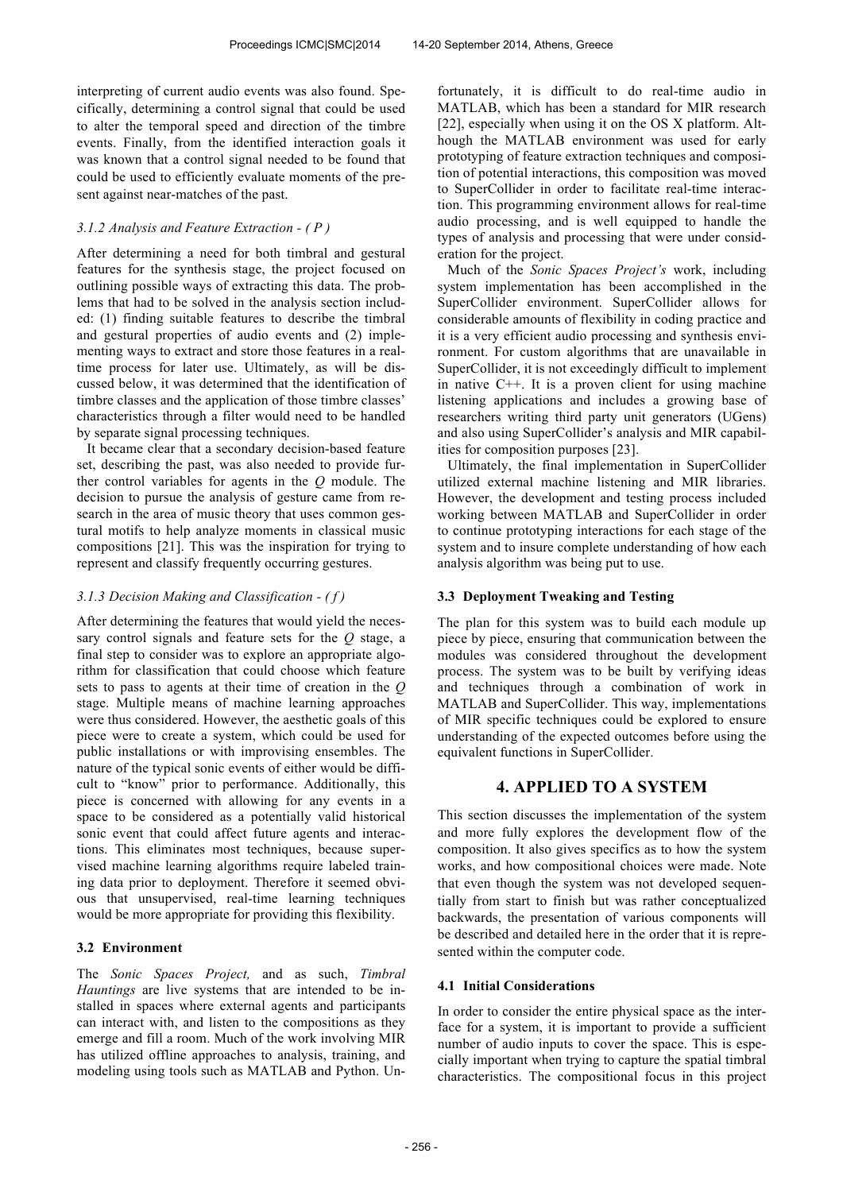interpreting of current audio events was also found. Specifically, determining a control signal that could be used to alter the temporal speed and direction of the timbre events. Finally, from the identified interaction goals it was known that a control signal needed to be found that could be used to efficiently evaluate moments of the present against near-matches of the past.

#### 3.1.2 Analysis and Feature Extraction - ( P )

After determining a need for both timbral and gestural features for the synthesis stage, the project focused on outlining possible ways of extracting this data. The problems that had to be solved in the analysis section included: (1) finding suitable features to describe the timbral and gestural properties of audio events and (2) implementing ways to extract and store those features in a real-time process for later use. Ultimately, as will be discussed below, it was determined that the identification of timbre classes and the application of those timbre classes' characteristics through a filter would need to be handled by separate signal processing techniques.

It became clear that a secondary decision-based feature set, describing the past, was also needed to provide further control variables for agents in the *Q* module. The decision to pursue the analysis of gesture came from research in the area of music theory that uses common gestural motifs to help analyze moments in classical music compositions [21]. This was the inspiration for trying to represent and classify frequently occurring gestures.

#### 3.1.3 Decision Making and Classification - ( f )

After determining the features that would yield the necessary control signals and feature sets for the *Q* stage, a final step to consider was to explore an appropriate algorithm for classification that could choose which feature sets to pass to agents at their time of creation in the *Q* stage. Multiple means of machine learning approaches were thus considered. However, the aesthetic goals of this piece were to create a system, which could be used for public installations or with improvising ensembles. The nature of the typical sonic events of either would be difficult to "know" prior to performance. Additionally, this piece is concerned with allowing for any events in a space to be considered as a potentially valid historical sonic event that could affect future agents and interactions. This eliminates most techniques, because supervised machine learning algorithms require labeled training data prior to deployment. Therefore it seemed obvious that unsupervised, real-time learning techniques would be more appropriate for providing this flexibility.

### 3.2 Environment

The *Sonic Spaces Project,* and as such, *Timbral Hauntings* are live systems that are intended to be installed in spaces where external agents and participants can interact with, and listen to the compositions as they emerge and fill a room. Much of the work involving MIR has utilized offline approaches to analysis, training, and modeling using tools such as MATLAB and Python. Unfortunately, it is difficult to do real-time audio in MATLAB, which has been a standard for MIR research [22], especially when using it on the OS X platform. Although the MATLAB environment was used for early prototyping of feature extraction techniques and composition of potential interactions, this composition was moved to SuperCollider in order to facilitate real-time interaction. This programming environment allows for real-time audio processing, and is well equipped to handle the types of analysis and processing that were under consideration for the project.

Much of the *Sonic Spaces Project's* work, including system implementation has been accomplished in the SuperCollider environment. SuperCollider allows for considerable amounts of flexibility in coding practice and it is a very efficient audio processing and synthesis environment. For custom algorithms that are unavailable in SuperCollider, it is not exceedingly difficult to implement in native C++. It is a proven client for using machine listening applications and includes a growing base of researchers writing third party unit generators (UGens) and also using SuperCollider's analysis and MIR capabilities for composition purposes [23].

Ultimately, the final implementation in SuperCollider utilized external machine listening and MIR libraries. However, the development and testing process included working between MATLAB and SuperCollider in order to continue prototyping interactions for each stage of the system and to insure complete understanding of how each analysis algorithm was being put to use.

### 3.3 Deployment Tweaking and Testing

The plan for this system was to build each module up piece by piece, ensuring that communication between the modules was considered throughout the development process. The system was to be built by verifying ideas and techniques through a combination of work in MATLAB and SuperCollider. This way, implementations of MIR specific techniques could be explored to ensure understanding of the expected outcomes before using the equivalent functions in SuperCollider.

## 4. APPLIED TO A SYSTEM

This section discusses the implementation of the system and more fully explores the development flow of the composition. It also gives specifics as to how the system works, and how compositional choices were made. Note that even though the system was not developed sequentially from start to finish but was rather conceptualized backwards, the presentation of various components will be described and detailed here in the order that it is represented within the computer code.

### 4.1 Initial Considerations

In order to consider the entire physical space as the interface for a system, it is important to provide a sufficient number of audio inputs to cover the space. This is especially important when trying to capture the spatial timbral characteristics. The compositional focus in this project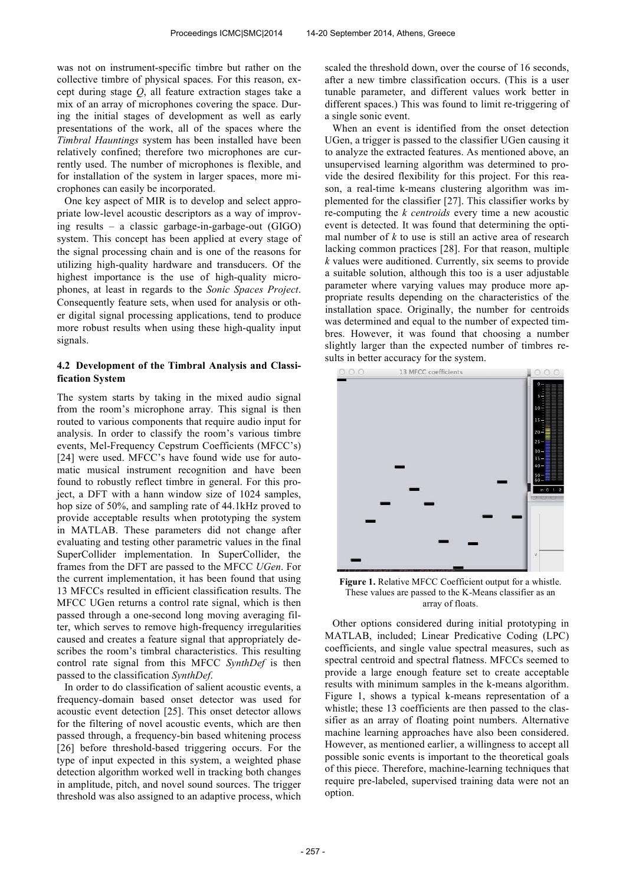was not on instrument-specific timbre but rather on the collective timbre of physical spaces. For this reason, except during stage *Q*, all feature extraction stages take a mix of an array of microphones covering the space. During the initial stages of development as well as early presentations of the work, all of the spaces where the *Timbral Hauntings* system has been installed have been relatively confined; therefore two microphones are currently used. The number of microphones is flexible, and for installation of the system in larger spaces, more microphones can easily be incorporated.

One key aspect of MIR is to develop and select appropriate low-level acoustic descriptors as a way of improving results – a classic garbage-in-garbage-out (GIGO) system. This concept has been applied at every stage of the signal processing chain and is one of the reasons for utilizing high-quality hardware and transducers. Of the highest importance is the use of high-quality microphones, at least in regards to the *Sonic Spaces Project*. Consequently feature sets, when used for analysis or other digital signal processing applications, tend to produce more robust results when using these high-quality input signals.

### 4.2 Development of the Timbral Analysis and Classification System

The system starts by taking in the mixed audio signal from the room's microphone array. This signal is then routed to various components that require audio input for analysis. In order to classify the room's various timbre events, Mel-Frequency Cepstrum Coefficients (MFCC's) [24] were used. MFCC's have found wide use for automatic musical instrument recognition and have been found to robustly reflect timbre in general. For this project, a DFT with a hann window size of 1024 samples, hop size of 50%, and sampling rate of 44.1kHz proved to provide acceptable results when prototyping the system in MATLAB. These parameters did not change after evaluating and testing other parametric values in the final SuperCollider implementation. In SuperCollider, the frames from the DFT are passed to the MFCC *UGen*. For the current implementation, it has been found that using 13 MFCCs resulted in efficient classification results. The MFCC UGen returns a control rate signal, which is then passed through a one-second long moving averaging filter, which serves to remove high-frequency irregularities caused and creates a feature signal that appropriately describes the room's timbral characteristics. This resulting control rate signal from this MFCC *SynthDef* is then passed to the classification *SynthDef*.

In order to do classification of salient acoustic events, a frequency-domain based onset detector was used for acoustic event detection [25]. This onset detector allows for the filtering of novel acoustic events, which are then passed through, a frequency-bin based whitening process [26] before threshold-based triggering occurs. For the type of input expected in this system, a weighted phase detection algorithm worked well in tracking both changes in amplitude, pitch, and novel sound sources. The trigger threshold was also assigned to an adaptive process, which scaled the threshold down, over the course of 16 seconds, after a new timbre classification occurs. (This is a user tunable parameter, and different values work better in different spaces.) This was found to limit re-triggering of a single sonic event.

When an event is identified from the onset detection UGen, a trigger is passed to the classifier UGen causing it to analyze the extracted features. As mentioned above, an unsupervised learning algorithm was determined to provide the desired flexibility for this project. For this reason, a real-time k-means clustering algorithm was implemented for the classifier [27]. This classifier works by re-computing the *k centroids* every time a new acoustic event is detected. It was found that determining the optimal number of *k* to use is still an active area of research lacking common practices [28]. For that reason, multiple *k* values were auditioned. Currently, six seems to provide a suitable solution, although this too is a user adjustable parameter where varying values may produce more appropriate results depending on the characteristics of the installation space. Originally, the number for centroids was determined and equal to the number of expected timbres. However, it was found that choosing a number slightly larger than the expected number of timbres results in better accuracy for the system.

**Figure 1.** Relative MFCC Coefficient output for a whistle. These values are passed to the K-Means classifier as an array of floats.

Other options considered during initial prototyping in MATLAB, included; Linear Predicative Coding (LPC) coefficients, and single value spectral measures, such as spectral centroid and spectral flatness. MFCCs seemed to provide a large enough feature set to create acceptable results with minimum samples in the k-means algorithm. Figure 1, shows a typical k-means representation of a whistle; these 13 coefficients are then passed to the classifier as an array of floating point numbers. Alternative machine learning approaches have also been considered. However, as mentioned earlier, a willingness to accept all possible sonic events is important to the theoretical goals of this piece. Therefore, machine-learning techniques that require pre-labeled, supervised training data were not an option.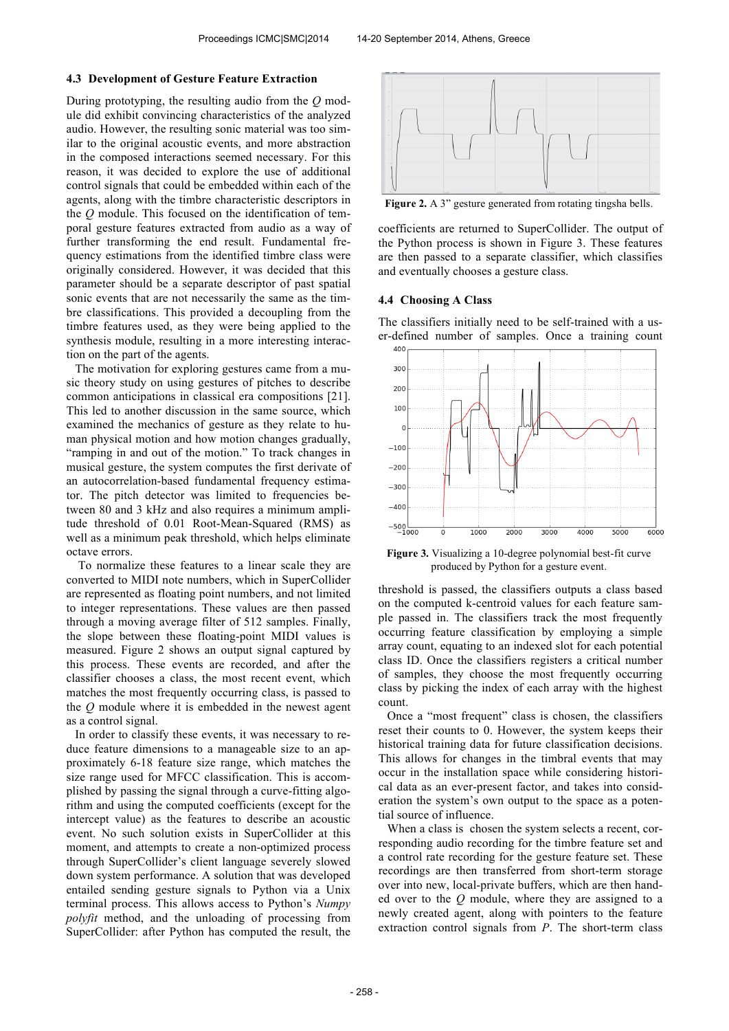### 4.3 Development of Gesture Feature Extraction

During prototyping, the resulting audio from the *Q* module did exhibit convincing characteristics of the analyzed audio. However, the resulting sonic material was too similar to the original acoustic events, and more abstraction in the composed interactions seemed necessary. For this reason, it was decided to explore the use of additional control signals that could be embedded within each of the agents, along with the timbre characteristic descriptors in the *Q* module. This focused on the identification of temporal gesture features extracted from audio as a way of further transforming the end result. Fundamental frequency estimations from the identified timbre class were originally considered. However, it was decided that this parameter should be a separate descriptor of past spatial sonic events that are not necessarily the same as the timbre classifications. This provided a decoupling from the timbre features used, as they were being applied to the synthesis module, resulting in a more interesting interaction on the part of the agents.

The motivation for exploring gestures came from a music theory study on using gestures of pitches to describe common anticipations in classical era compositions [21]. This led to another discussion in the same source, which examined the mechanics of gesture as they relate to human physical motion and how motion changes gradually, "ramping in and out of the motion." To track changes in musical gesture, the system computes the first derivate of an autocorrelation-based fundamental frequency estimator. The pitch detector was limited to frequencies between 80 and 3 kHz and also requires a minimum amplitude threshold of 0.01 Root-Mean-Squared (RMS) as well as a minimum peak threshold, which helps eliminate octave errors.

To normalize these features to a linear scale they are converted to MIDI note numbers, which in SuperCollider are represented as floating point numbers, and not limited to integer representations. These values are then passed through a moving average filter of 512 samples. Finally, the slope between these floating-point MIDI values is measured. Figure 2 shows an output signal captured by this process. These events are recorded, and after the classifier chooses a class, the most recent event, which matches the most frequently occurring class, is passed to the *Q* module where it is embedded in the newest agent as a control signal.

In order to classify these events, it was necessary to reduce feature dimensions to a manageable size to an approximately 6-18 feature size range, which matches the size range used for MFCC classification. This is accomplished by passing the signal through a curve-fitting algorithm and using the computed coefficients (except for the intercept value) as the features to describe an acoustic event. No such solution exists in SuperCollider at this moment, and attempts to create a non-optimized process through SuperCollider's client language severely slowed down system performance. A solution that was developed entailed sending gesture signals to Python via a Unix terminal process. This allows access to Python's *Numpy polyfit* method, and the unloading of processing from SuperCollider: after Python has computed the result, the coefficients are returned to SuperCollider. The output of the Python process is shown in Figure 3. These features are then passed to a separate classifier, which classifies and eventually chooses a gesture class.

**Figure 2.** A 3" gesture generated from rotating tingsha bells.

**Figure 3.** Visualizing a 10-degree polynomial best-fit curve produced by Python for a gesture event.

### 4.4 Choosing A Class

The classifiers initially need to be self-trained with a user-defined number of samples. Once a training count threshold is passed, the classifiers outputs a class based on the computed k-centroid values for each feature sample passed in. The classifiers track the most frequently occurring feature classification by employing a simple array count, equating to an indexed slot for each potential class ID. Once the classifiers registers a critical number of samples, they choose the most frequently occurring class by picking the index of each array with the highest count.

Once a "most frequent" class is chosen, the classifiers reset their counts to 0. However, the system keeps their historical training data for future classification decisions. This allows for changes in the timbral events that may occur in the installation space while considering historical data as an ever-present factor, and takes into consideration the system's own output to the space as a potential source of influence.

When a class is chosen the system selects a recent, corresponding audio recording for the timbre feature set and a control rate recording for the gesture feature set. These recordings are then transferred from short-term storage over into new, local-private buffers, which are then handed over to the *Q* module, where they are assigned to a newly created agent, along with pointers to the feature extraction control signals from *P*. The short-term class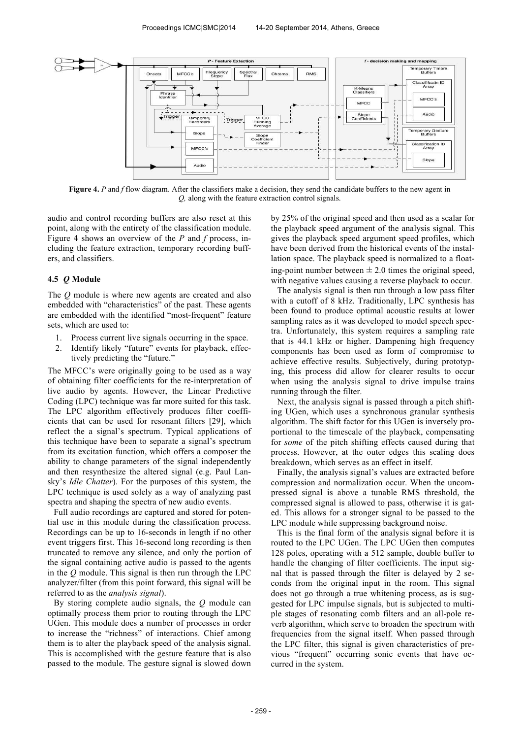**Figure 4.** *P* and *f* flow diagram. After the classifiers make a decision, they send the candidate buffers to the new agent in *Q,* along with the feature extraction control signals.

audio and control recording buffers are also reset at this point, along with the entirety of the classification module. Figure 4 shows an overview of the *P* and *f* process, including the feature extraction, temporary recording buffers, and classifiers.

### 4.5 *Q* Module

The *Q* module is where new agents are created and also embedded with "characteristics" of the past. These agents are embedded with the identified "most-frequent" feature sets, which are used to:

1. Process current live signals occurring in the space.
2. Identify likely "future" events for playback, effectively predicting the "future."

The MFCC's were originally going to be used as a way of obtaining filter coefficients for the re-interpretation of live audio by agents. However, the Linear Predictive Coding (LPC) technique was far more suited for this task. The LPC algorithm effectively produces filter coefficients that can be used for resonant filters [29], which reflect the a signal's spectrum. Typical applications of this technique have been to separate a signal's spectrum from its excitation function, which offers a composer the ability to change parameters of the signal independently and then resynthesize the altered signal (e.g. Paul Lansky's *Idle Chatter*). For the purposes of this system, the LPC technique is used solely as a way of analyzing past spectra and shaping the spectra of new audio events.

Full audio recordings are captured and stored for potential use in this module during the classification process. Recordings can be up to 16-seconds in length if no other event triggers first. This 16-second long recording is then truncated to remove any silence, and only the portion of the signal containing active audio is passed to the agents in the *Q* module. This signal is then run through the LPC analyzer/filter (from this point forward, this signal will be referred to as the *analysis signal*).

By storing complete audio signals, the *Q* module can optimally process them prior to routing through the LPC UGen. This module does a number of processes in order to increase the "richness" of interactions. Chief among them is to alter the playback speed of the analysis signal. This is accomplished with the gesture feature that is also passed to the module. The gesture signal is slowed down by 25% of the original speed and then used as a scalar for the playback speed argument of the analysis signal. This gives the playback speed argument speed profiles, which have been derived from the historical events of the installation space. The playback speed is normalized to a floating-point number between $\pm$ 2.0 times the original speed, with negative values causing a reverse playback to occur.

The analysis signal is then run through a low pass filter with a cutoff of 8 kHz. Traditionally, LPC synthesis has been found to produce optimal acoustic results at lower sampling rates as it was developed to model speech spectra. Unfortunately, this system requires a sampling rate that is 44.1 kHz or higher. Dampening high frequency components has been used as form of compromise to achieve effective results. Subjectively, during prototyping, this process did allow for clearer results to occur when using the analysis signal to drive impulse trains running through the filter.

Next, the analysis signal is passed through a pitch shifting UGen, which uses a synchronous granular synthesis algorithm. The shift factor for this UGen is inversely proportional to the timescale of the playback, compensating for *some* of the pitch shifting effects caused during that process. However, at the outer edges this scaling does breakdown, which serves as an effect in itself.

Finally, the analysis signal's values are extracted before compression and normalization occur. When the uncompressed signal is above a tunable RMS threshold, the compressed signal is allowed to pass, otherwise it is gated. This allows for a stronger signal to be passed to the LPC module while suppressing background noise.

This is the final form of the analysis signal before it is routed to the LPC UGen. The LPC UGen then computes 128 poles, operating with a 512 sample, double buffer to handle the changing of filter coefficients. The input signal that is passed through the filter is delayed by 2 seconds from the original input in the room. This signal does not go through a true whitening process, as is suggested for LPC impulse signals, but is subjected to multiple stages of resonating comb filters and an all-pole reverb algorithm, which serve to broaden the spectrum with frequencies from the signal itself. When passed through the LPC filter, this signal is given characteristics of previous "frequent" occurring sonic events that have occurred in the system.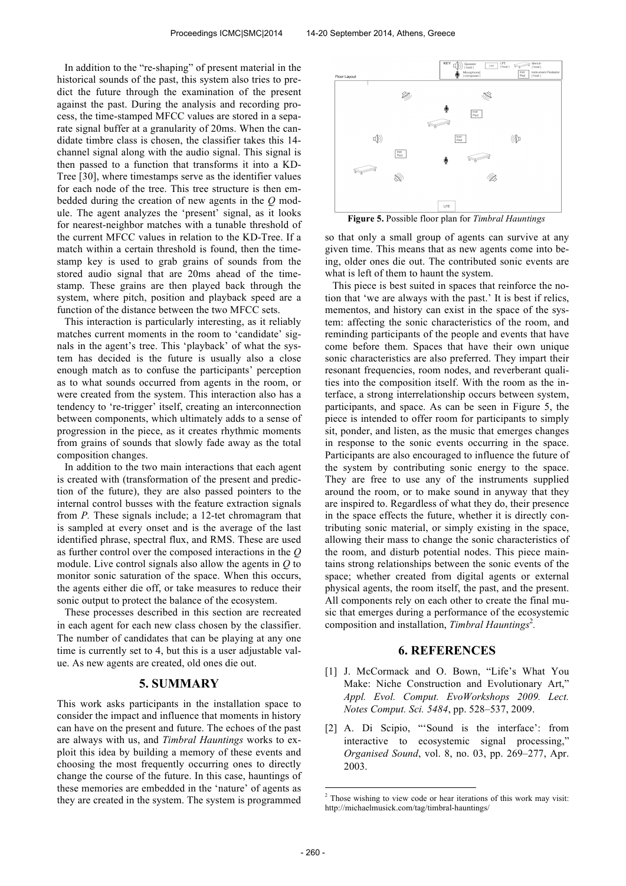In addition to the "re-shaping" of present material in the historical sounds of the past, this system also tries to predict the future through the examination of the present against the past. During the analysis and recording process, the time-stamped MFCC values are stored in a separate signal buffer at a granularity of 20ms. When the candidate timbre class is chosen, the classifier takes this 14-channel signal along with the audio signal. This signal is then passed to a function that transforms it into a KD-Tree [30], where timestamps serve as the identifier values for each node of the tree. This tree structure is then embedded during the creation of new agents in the *Q* module. The agent analyzes the 'present' signal, as it looks for nearest-neighbor matches with a tunable threshold of the current MFCC values in relation to the KD-Tree. If a match within a certain threshold is found, then the timestamp key is used to grab grains of sounds from the stored audio signal that are 20ms ahead of the timestamp. These grains are then played back through the system, where pitch, position and playback speed are a function of the distance between the two MFCC sets.

This interaction is particularly interesting, as it reliably matches current moments in the room to 'candidate' signals in the agent's tree. This 'playback' of what the system has decided is the future is usually also a close enough match as to confuse the participants' perception as to what sounds occurred from agents in the room, or were created from the system. This interaction also has a tendency to 're-trigger' itself, creating an interconnection between components, which ultimately adds to a sense of progression in the piece, as it creates rhythmic moments from grains of sounds that slowly fade away as the total composition changes.

In addition to the two main interactions that each agent is created with (transformation of the present and prediction of the future), they are also passed pointers to the internal control busses with the feature extraction signals from *P.* These signals include; a 12-tet chromagram that is sampled at every onset and is the average of the last identified phrase, spectral flux, and RMS. These are used as further control over the composed interactions in the *Q* module. Live control signals also allow the agents in *Q* to monitor sonic saturation of the space. When this occurs, the agents either die off, or take measures to reduce their sonic output to protect the balance of the ecosystem.

These processes described in this section are recreated in each agent for each new class chosen by the classifier. The number of candidates that can be playing at any one time is currently set to 4, but this is a user adjustable value. As new agents are created, old ones die out.

## 5. SUMMARY

This work asks participants in the installation space to consider the impact and influence that moments in history can have on the present and future. The echoes of the past are always with us, and *Timbral Hauntings* works to exploit this idea by building a memory of these events and choosing the most frequently occurring ones to directly change the course of the future. In this case, hauntings of these memories are embedded in the 'nature' of agents as they are created in the system. The system is programmed so that only a small group of agents can survive at any given time. This means that as new agents come into being, older ones die out. The contributed sonic events are what is left of them to haunt the system.

**Figure 5.** Possible floor plan for *Timbral Hauntings*

This piece is best suited in spaces that reinforce the notion that 'we are always with the past.' It is best if relics, mementos, and history can exist in the space of the system: affecting the sonic characteristics of the room, and reminding participants of the people and events that have come before them. Spaces that have their own unique sonic characteristics are also preferred. They impart their resonant frequencies, room nodes, and reverberant qualities into the composition itself. With the room as the interface, a strong interrelationship occurs between system, participants, and space. As can be seen in Figure 5, the piece is intended to offer room for participants to simply sit, ponder, and listen, as the music that emerges changes in response to the sonic events occurring in the space. Participants are also encouraged to influence the future of the system by contributing sonic energy to the space. They are free to use any of the instruments supplied around the room, or to make sound in anyway that they are inspired to. Regardless of what they do, their presence in the space effects the future, whether it is directly contributing sonic material, or simply existing in the space, allowing their mass to change the sonic characteristics of the room, and disturb potential nodes. This piece maintains strong relationships between the sonic events of the space; whether created from digital agents or external physical agents, the room itself, the past, and the present. All components rely on each other to create the final music that emerges during a performance of the ecosystemic composition and installation, *Timbral Hauntings*[2].

## 6. REFERENCES

[1] J. McCormack and O. Bown, "Life's What You Make: Niche Construction and Evolutionary Art," *Appl. Evol. Comput. EvoWorkshops 2009. Lect. Notes Comput. Sci. 5484*, pp. 528–537, 2009.

[2] A. Di Scipio, "'Sound is the interface': from interactive to ecosystemic signal processing," *Organised Sound*, vol. 8, no. 03, pp. 269–277, Apr. 2003.

[2] Those wishing to view code or hear iterations of this work may visit: http://michaelmusick.com/tag/timbral-hauntings/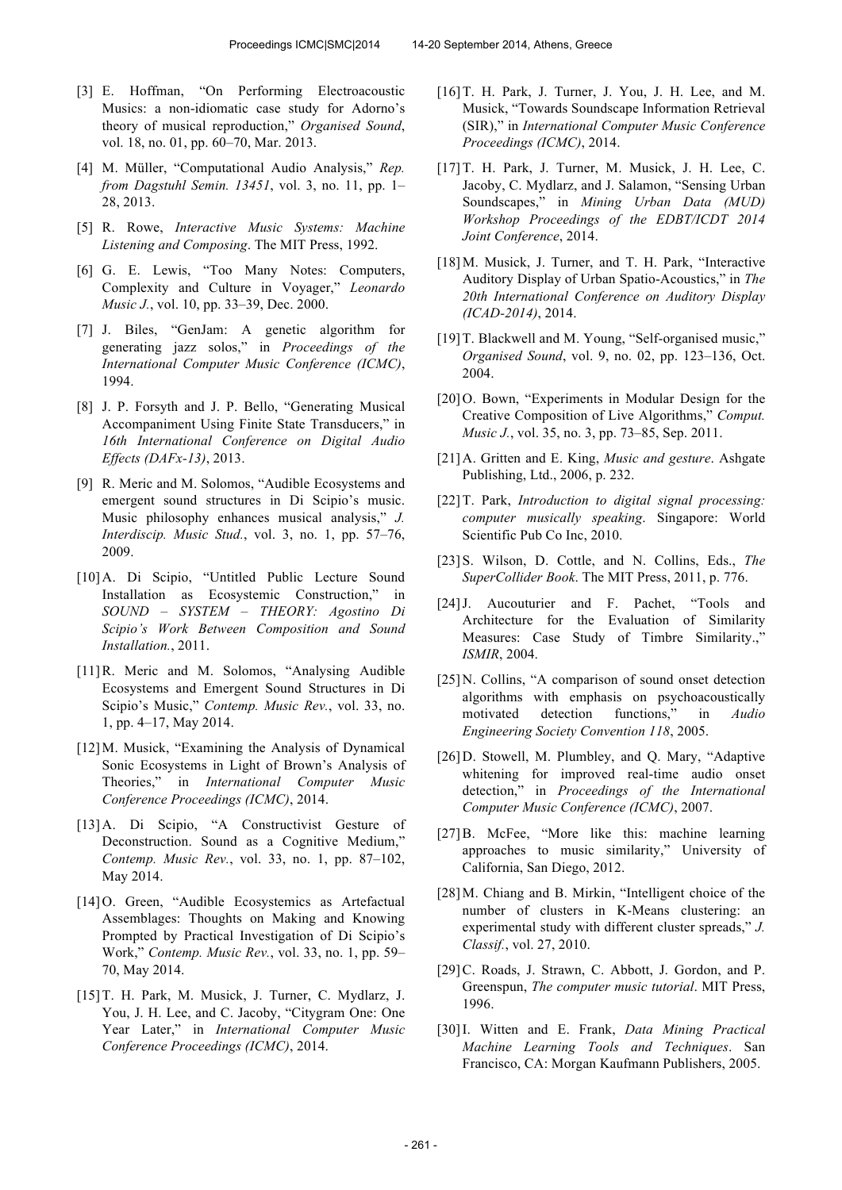[3] E. Hoffman, “On Performing Electroacoustic Musics: a non-idiomatic case study for Adorno’s theory of musical reproduction,” *Organised Sound*, vol. 18, no. 01, pp. 60–70, Mar. 2013.

[4] M. Müller, “Computational Audio Analysis,” *Rep. from Dagstuhl Semin. 13451*, vol. 3, no. 11, pp. 1–28, 2013.

[5] R. Rowe, *Interactive Music Systems: Machine Listening and Composing*. The MIT Press, 1992.

[6] G. E. Lewis, “Too Many Notes: Computers, Complexity and Culture in Voyager,” *Leonardo Music J.*, vol. 10, pp. 33–39, Dec. 2000.

[7] J. Biles, “GenJam: A genetic algorithm for generating jazz solos,” in *Proceedings of the International Computer Music Conference (ICMC)*, 1994.

[8] J. P. Forsyth and J. P. Bello, “Generating Musical Accompaniment Using Finite State Transducers,” in *16th International Conference on Digital Audio Effects (DAFx-13)*, 2013.

[9] R. Meric and M. Solomos, “Audible Ecosystems and emergent sound structures in Di Scipio’s music. Music philosophy enhances musical analysis,” *J. Interdiscip. Music Stud.*, vol. 3, no. 1, pp. 57–76, 2009.

[10] A. Di Scipio, “Untitled Public Lecture Sound Installation as Ecosystemic Construction,” in *SOUND – SYSTEM – THEORY: Agostino Di Scipio’s Work Between Composition and Sound Installation.*, 2011.

[11] R. Meric and M. Solomos, “Analysing Audible Ecosystems and Emergent Sound Structures in Di Scipio’s Music,” *Contemp. Music Rev.*, vol. 33, no. 1, pp. 4–17, May 2014.

[12] M. Musick, “Examining the Analysis of Dynamical Sonic Ecosystems in Light of Brown’s Analysis of Theories,” in *International Computer Music Conference Proceedings (ICMC)*, 2014.

[13] A. Di Scipio, “A Constructivist Gesture of Deconstruction. Sound as a Cognitive Medium,” *Contemp. Music Rev.*, vol. 33, no. 1, pp. 87–102, May 2014.

[14] O. Green, “Audible Ecosystemics as Artefactual Assemblages: Thoughts on Making and Knowing Prompted by Practical Investigation of Di Scipio’s Work,” *Contemp. Music Rev.*, vol. 33, no. 1, pp. 59–70, May 2014.

[15] T. H. Park, M. Musick, J. Turner, C. Mydlarz, J. You, J. H. Lee, and C. Jacoby, “Citygram One: One Year Later,” in *International Computer Music Conference Proceedings (ICMC)*, 2014.

[16] T. H. Park, J. Turner, J. You, J. H. Lee, and M. Musick, “Towards Soundscape Information Retrieval (SIR),” in *International Computer Music Conference Proceedings (ICMC)*, 2014.

[17] T. H. Park, J. Turner, M. Musick, J. H. Lee, C. Jacoby, C. Mydlarz, and J. Salamon, “Sensing Urban Soundscapes,” in *Mining Urban Data (MUD) Workshop Proceedings of the EDBT/ICDT 2014 Joint Conference*, 2014.

[18] M. Musick, J. Turner, and T. H. Park, “Interactive Auditory Display of Urban Spatio-Acoustics,” in *The 20th International Conference on Auditory Display (ICAD-2014)*, 2014.

[19] T. Blackwell and M. Young, “Self-organised music,” *Organised Sound*, vol. 9, no. 02, pp. 123–136, Oct. 2004.

[20] O. Bown, “Experiments in Modular Design for the Creative Composition of Live Algorithms,” *Comput. Music J.*, vol. 35, no. 3, pp. 73–85, Sep. 2011.

[21] A. Gritten and E. King, *Music and gesture*. Ashgate Publishing, Ltd., 2006, p. 232.

[22] T. Park, *Introduction to digital signal processing: computer musically speaking*. Singapore: World Scientific Pub Co Inc, 2010.

[23] S. Wilson, D. Cottle, and N. Collins, Eds., *The SuperCollider Book*. The MIT Press, 2011, p. 776.

[24] J. Aucouturier and F. Pachet, “Tools and Architecture for the Evaluation of Similarity Measures: Case Study of Timbre Similarity.,” *ISMIR*, 2004.

[25] N. Collins, “A comparison of sound onset detection algorithms with emphasis on psychoacoustically motivated detection functions,” in *Audio Engineering Society Convention 118*, 2005.

[26] D. Stowell, M. Plumbley, and Q. Mary, “Adaptive whitening for improved real-time audio onset detection,” in *Proceedings of the International Computer Music Conference (ICMC)*, 2007.

[27] B. McFee, “More like this: machine learning approaches to music similarity,” University of California, San Diego, 2012.

[28] M. Chiang and B. Mirkin, “Intelligent choice of the number of clusters in K-Means clustering: an experimental study with different cluster spreads,” *J. Classif.*, vol. 27, 2010.

[29] C. Roads, J. Strawn, C. Abbott, J. Gordon, and P. Greenspun, *The computer music tutorial*. MIT Press, 1996.

[30] I. Witten and E. Frank, *Data Mining Practical Machine Learning Tools and Techniques*. San Francisco, CA: Morgan Kaufmann Publishers, 2005.